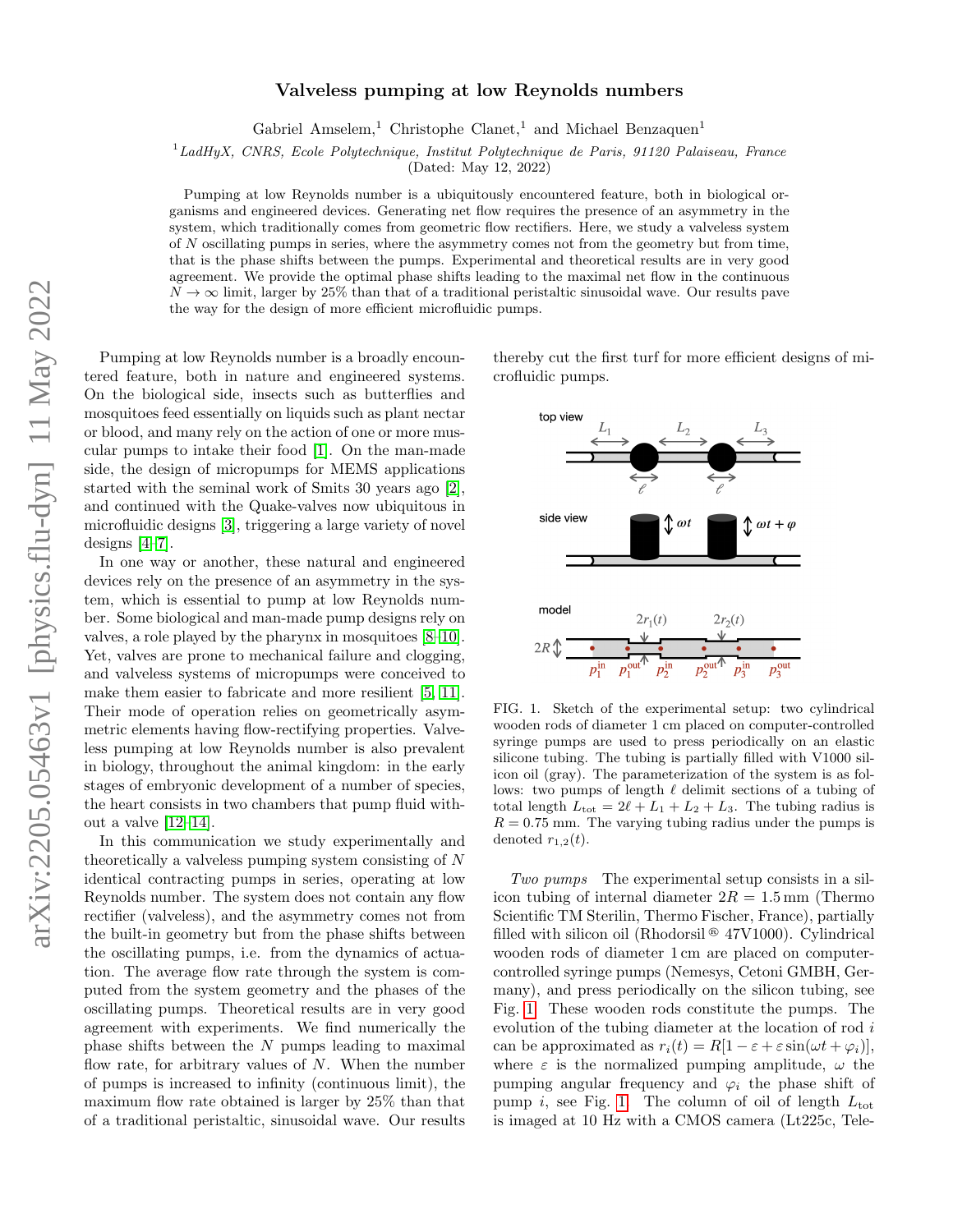# Valveless pumping at low Reynolds numbers

Gabriel Amselem,[1] Christophe Clanet,[1] and Michael Benzaquen[1]

[1] *LadHyX, CNRS, Ecole Polytechnique, Institut Polytechnique de Paris, 91120 Palaiseau, France*

(Dated: May 12, 2022)

Pumping at low Reynolds number is a ubiquitously encountered feature, both in biological organisms and engineered devices. Generating net flow requires the presence of an asymmetry in the system, which traditionally comes from geometric flow rectifiers. Here, we study a valveless system of $N$ oscillating pumps in series, where the asymmetry comes not from the geometry but from time, that is the phase shifts between the pumps. Experimental and theoretical results are in very good agreement. We provide the optimal phase shifts leading to the maximal net flow in the continuous $N \to \infty$ limit, larger by 25% than that of a traditional peristaltic sinusoidal wave. Our results pave the way for the design of more efficient microfluidic pumps.

Pumping at low Reynolds number is a broadly encountered feature, both in nature and engineered systems. On the biological side, insects such as butterflies and mosquitoes feed essentially on liquids such as plant nectar or blood, and many rely on the action of one or more muscular pumps to intake their food [1]. On the man-made side, the design of micropumps for MEMS applications started with the seminal work of Smits 30 years ago [2], and continued with the Quake-valves now ubiquitous in microfluidic designs [3], triggering a large variety of novel designs [4–7].

In one way or another, these natural and engineered devices rely on the presence of an asymmetry in the system, which is essential to pump at low Reynolds number. Some biological and man-made pump designs rely on valves, a role played by the pharynx in mosquitoes [8–10]. Yet, valves are prone to mechanical failure and clogging, and valveless systems of micropumps were conceived to make them easier to fabricate and more resilient [5, 11]. Their mode of operation relies on geometrically asymmetric elements having flow-rectifying properties. Valveless pumping at low Reynolds number is also prevalent in biology, throughout the animal kingdom: in the early stages of embryonic development of a number of species, the heart consists in two chambers that pump fluid without a valve [12–14].

In this communication we study experimentally and theoretically a valveless pumping system consisting of $N$ identical contracting pumps in series, operating at low Reynolds number. The system does not contain any flow rectifier (valveless), and the asymmetry comes not from the built-in geometry but from the phase shifts between the oscillating pumps, i.e. from the dynamics of actuation. The average flow rate through the system is computed from the system geometry and the phases of the oscillating pumps. Theoretical results are in very good agreement with experiments. We find numerically the phase shifts between the $N$ pumps leading to maximal flow rate, for arbitrary values of $N$. When the number of pumps is increased to infinity (continuous limit), the maximum flow rate obtained is larger by 25% than that of a traditional peristaltic, sinusoidal wave. Our results thereby cut the first turf for more efficient designs of microfluidic pumps.

FIG. 1. Sketch of the experimental setup: two cylindrical wooden rods of diameter 1 cm placed on computer-controlled syringe pumps are used to press periodically on an elastic silicone tubing. The tubing is partially filled with V1000 silicon oil (gray). The parameterization of the system is as follows: two pumps of length $\ell$ delimit sections of a tubing of total length $L_{\mathrm{tot}} = 2\ell + L_1 + L_2 + L_3$. The tubing radius is $R = 0.75$ mm. The varying tubing radius under the pumps is denoted $r_{1,2}(t)$.

*Two pumps* The experimental setup consists in a silicon tubing of internal diameter $2R = 1.5$ mm (Thermo Scientific TM Sterilin, Thermo Fischer, France), partially filled with silicon oil (Rhodorsil® 47V1000). Cylindrical wooden rods of diameter 1 cm are placed on computer-controlled syringe pumps (Nemesys, Cetoni GMBH, Germany), and press periodically on the silicon tubing, see Fig. 1. These wooden rods constitute the pumps. The evolution of the tubing diameter at the location of rod $i$ can be approximated as $r_i(t) = R[1 - \varepsilon + \varepsilon \sin(\omega t + \varphi_i)]$, where $\varepsilon$ is the normalized pumping amplitude, $\omega$ the pumping angular frequency and $\varphi_i$ the phase shift of pump $i$, see Fig. 1. The column of oil of length $L_{\mathrm{tot}}$ is imaged at 10 Hz with a CMOS camera (Lt225c, Tele-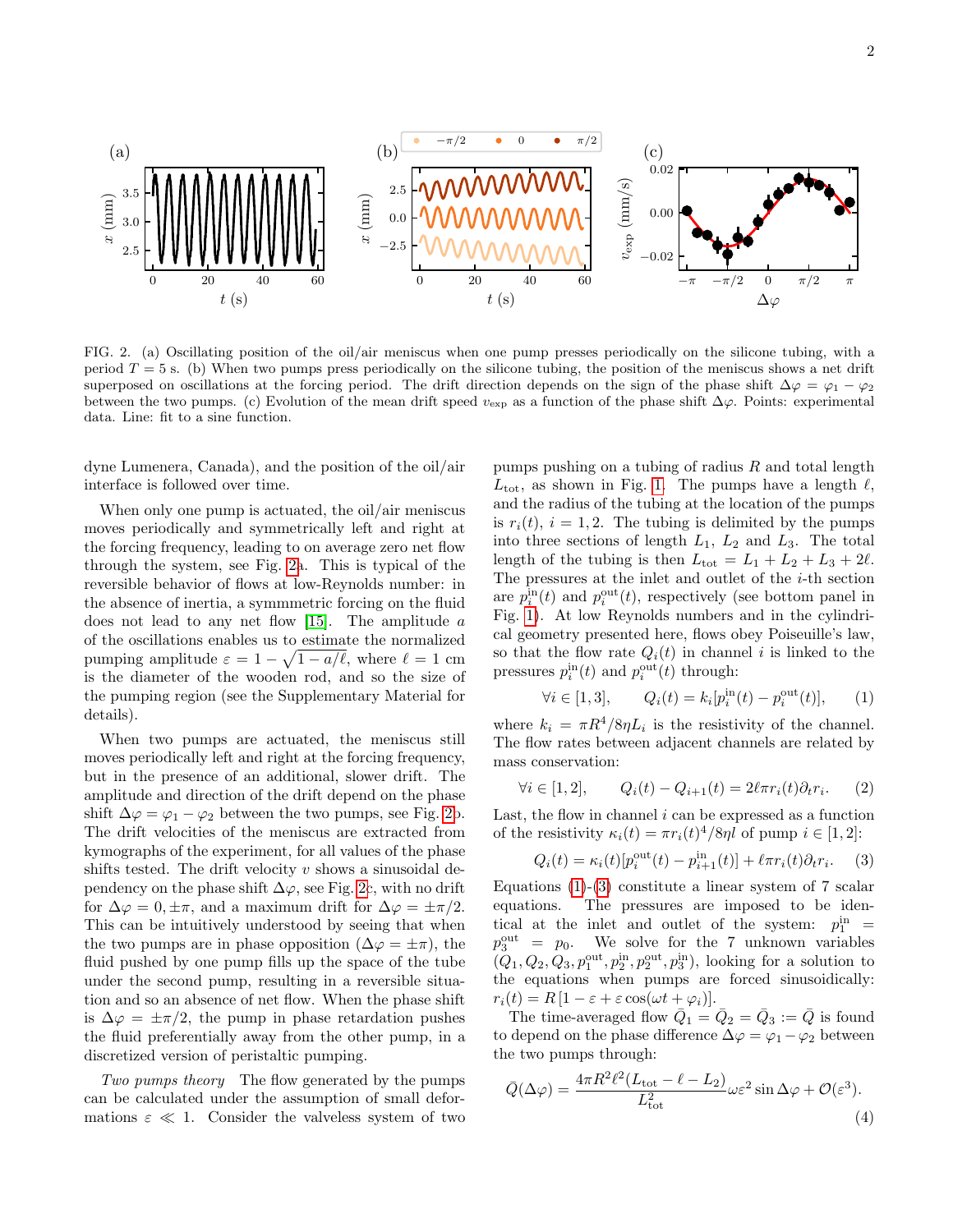FIG. 2. (a) Oscillating position of the oil/air meniscus when one pump presses periodically on the silicone tubing, with a period $T = 5$ s. (b) When two pumps press periodically on the silicone tubing, the position of the meniscus shows a net drift superposed on oscillations at the forcing period. The drift direction depends on the sign of the phase shift $\Delta\varphi = \varphi_1 - \varphi_2$ between the two pumps. (c) Evolution of the mean drift speed $v_{\rm exp}$ as a function of the phase shift $\Delta\varphi$. Points: experimental data. Line: fit to a sine function.

dyne Lumenera, Canada), and the position of the oil/air interface is followed over time.

When only one pump is actuated, the oil/air meniscus moves periodically and symmetrically left and right at the forcing frequency, leading to on average zero net flow through the system, see Fig. 2a. This is typical of the reversible behavior of flows at low-Reynolds number: in the absence of inertia, a symmmetric forcing on the fluid does not lead to any net flow [15]. The amplitude $a$ of the oscillations enables us to estimate the normalized pumping amplitude $\varepsilon = 1 - \sqrt{1 - a/\ell}$, where $\ell = 1$ cm is the diameter of the wooden rod, and so the size of the pumping region (see the Supplementary Material for details).

When two pumps are actuated, the meniscus still moves periodically left and right at the forcing frequency, but in the presence of an additional, slower drift. The amplitude and direction of the drift depend on the phase shift $\Delta\varphi = \varphi_1 - \varphi_2$ between the two pumps, see Fig. 2b. The drift velocities of the meniscus are extracted from kymographs of the experiment, for all values of the phase shifts tested. The drift velocity $v$ shows a sinusoidal dependency on the phase shift $\Delta\varphi$, see Fig. 2c, with no drift for $\Delta\varphi = 0, \pm\pi$, and a maximum drift for $\Delta\varphi = \pm\pi/2$. This can be intuitively understood by seeing that when the two pumps are in phase opposition ($\Delta\varphi = \pm\pi$), the fluid pushed by one pump fills up the space of the tube under the second pump, resulting in a reversible situation and so an absence of net flow. When the phase shift is $\Delta\varphi = \pm\pi/2$, the pump in phase retardation pushes the fluid preferentially away from the other pump, in a discretized version of peristaltic pumping.

*Two pumps theory* The flow generated by the pumps can be calculated under the assumption of small deformations $\varepsilon \ll 1$. Consider the valveless system of two pumps pushing on a tubing of radius $R$ and total length $L_{\rm tot}$, as shown in Fig. 1. The pumps have a length $\ell$, and the radius of the tubing at the location of the pumps is $r_i(t)$, $i = 1, 2$. The tubing is delimited by the pumps into three sections of length $L_1$, $L_2$ and $L_3$. The total length of the tubing is then $L_{\rm tot} = L_1 + L_2 + L_3 + 2\ell$. The pressures at the inlet and outlet of the $i$-th section are $p_i^{\rm in}(t)$ and $p_i^{\rm out}(t)$, respectively (see bottom panel in Fig. 1). At low Reynolds numbers and in the cylindrical geometry presented here, flows obey Poiseuille's law, so that the flow rate $Q_i(t)$ in channel $i$ is linked to the pressures $p_i^{\rm in}(t)$ and $p_i^{\rm out}(t)$ through:

$$\forall i \in [1, 3], \qquad Q_i(t) = k_i[p_i^{\rm in}(t) - p_i^{\rm out}(t)], \tag{1}$$

where $k_i = \pi R^4/8\eta L_i$ is the resistivity of the channel. The flow rates between adjacent channels are related by mass conservation:

$$\forall i \in [1, 2], \qquad Q_i(t) - Q_{i+1}(t) = 2\ell\pi r_i(t)\partial_t r_i. \tag{2}$$

Last, the flow in channel $i$ can be expressed as a function of the resistivity $\kappa_i(t) = \pi r_i(t)^4/8\eta l$ of pump $i \in [1, 2]$:

$$Q_i(t) = \kappa_i(t)[p_i^{\rm out}(t) - p_{i+1}^{\rm in}(t)] + \ell\pi r_i(t)\partial_t r_i. \tag{3}$$

Equations (1)-(3) constitute a linear system of 7 scalar equations. The pressures are imposed to be identical at the inlet and outlet of the system: $p_1^{\rm in} = p_3^{\rm out} = p_0$. We solve for the 7 unknown variables $(Q_1, Q_2, Q_3, p_1^{\rm out}, p_2^{\rm in}, p_2^{\rm out}, p_3^{\rm in})$, looking for a solution to the equations when pumps are forced sinusoidically: $r_i(t) = R\,[1 - \varepsilon + \varepsilon\cos(\omega t + \varphi_i)]$.

The time-averaged flow $\bar{Q}_1 = \bar{Q}_2 = \bar{Q}_3 := \bar{Q}$ is found to depend on the phase difference $\Delta\varphi = \varphi_1 - \varphi_2$ between the two pumps through:

$$\bar{Q}(\Delta\varphi) = \frac{4\pi R^2 \ell^2 (L_{\rm tot} - \ell - L_2)}{L_{\rm tot}^2}\omega\varepsilon^2 \sin\Delta\varphi + \mathcal{O}(\varepsilon^3). \tag{4}$$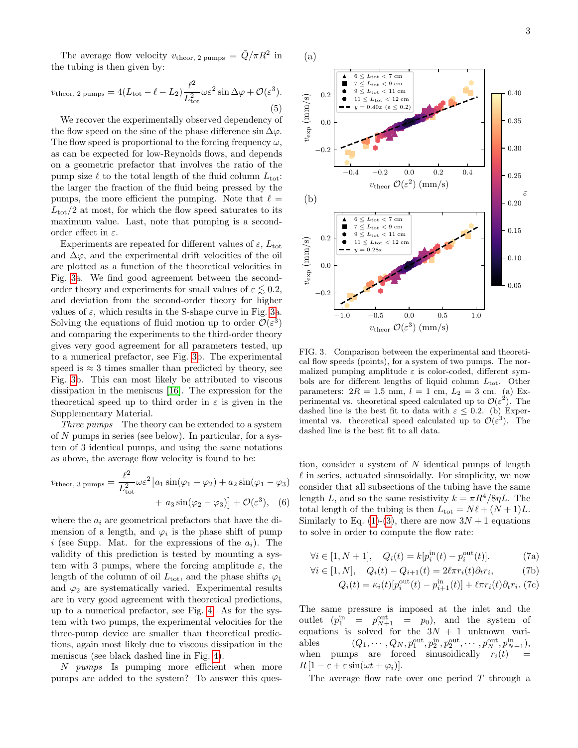The average flow velocity $v_{\text{theor, 2 pumps}} = \bar{Q}/\pi R^2$ in the tubing is then given by:

$$v_{\text{theor, 2 pumps}} = 4(L_{\text{tot}} - \ell - L_2)\frac{\ell^2}{L_{\text{tot}}^2}\omega\varepsilon^2 \sin\Delta\varphi + \mathcal{O}(\varepsilon^3). \quad (5)$$

We recover the experimentally observed dependency of the flow speed on the sine of the phase difference $\sin\Delta\varphi$. The flow speed is proportional to the forcing frequency $\omega$, as can be expected for low-Reynolds flows, and depends on a geometric prefactor that involves the ratio of the pump size $\ell$ to the total length of the fluid column $L_{\text{tot}}$: the larger the fraction of the fluid being pressed by the pumps, the more efficient the pumping. Note that $\ell = L_{\text{tot}}/2$ at most, for which the flow speed saturates to its maximum value. Last, note that pumping is a second-order effect in $\varepsilon$.

Experiments are repeated for different values of $\varepsilon$, $L_{\text{tot}}$ and $\Delta\varphi$, and the experimental drift velocities of the oil are plotted as a function of the theoretical velocities in Fig. 3a. We find good agreement between the second-order theory and experiments for small values of $\varepsilon \lesssim 0.2$, and deviation from the second-order theory for higher values of $\varepsilon$, which results in the S-shape curve in Fig. 3a. Solving the equations of fluid motion up to order $\mathcal{O}(\varepsilon^3)$ and comparing the experiments to the third-order theory gives very good agreement for all parameters tested, up to a numerical prefactor, see Fig. 3b. The experimental speed is $\approx 3$ times smaller than predicted by theory, see Fig. 3b. This can most likely be attributed to viscous dissipation in the meniscus [16]. The expression for the theoretical speed up to third order in $\varepsilon$ is given in the Supplementary Material.

*Three pumps* The theory can be extended to a system of $N$ pumps in series (see below). In particular, for a system of 3 identical pumps, and using the same notations as above, the average flow velocity is found to be:

$$v_{\text{theor, 3 pumps}} = \frac{\ell^2}{L_{\text{tot}}^2}\omega\varepsilon^2\big[a_1\sin(\varphi_1 - \varphi_2) + a_2\sin(\varphi_1 - \varphi_3) + a_3\sin(\varphi_2 - \varphi_3)\big] + \mathcal{O}(\varepsilon^3), \quad (6)$$

where the $a_i$ are geometrical prefactors that have the dimension of a length, and $\varphi_i$ is the phase shift of pump $i$ (see Supp. Mat. for the expressions of the $a_i$). The validity of this prediction is tested by mounting a system with 3 pumps, where the forcing amplitude $\varepsilon$, the length of the column of oil $L_{\text{tot}}$, and the phase shifts $\varphi_1$ and $\varphi_2$ are systematically varied. Experimental results are in very good agreement with theoretical predictions, up to a numerical prefactor, see Fig. 4. As for the system with two pumps, the experimental velocities for the three-pump device are smaller than theoretical predictions, again most likely due to viscous dissipation in the meniscus (see black dashed line in Fig. 4).

*N pumps* Is pumping more efficient when more pumps are added to the system? To answer this question, consider a system of $N$ identical pumps of length $\ell$ in series, actuated sinusoidally. For simplicity, we now consider that all subsections of the tubing have the same length $L$, and so the same resistivity $k = \pi R^4/8\eta L$. The total length of the tubing is then $L_{\text{tot}} = N\ell + (N+1)L$. Similarly to Eq. (1)-(3), there are now $3N+1$ equations to solve in order to compute the flow rate:

$$\forall i \in [1, N+1], \quad Q_i(t) = k[p_i^{\text{in}}(t) - p_i^{\text{out}}(t)]. \quad (7a)$$

$$\forall i \in [1, N], \quad Q_i(t) - Q_{i+1}(t) = 2\ell\pi r_i(t)\partial_t r_i, \quad (7b)$$

$$Q_i(t) = \kappa_i(t)[p_i^{\text{out}}(t) - p_{i+1}^{\text{in}}(t)] + \ell\pi r_i(t)\partial_t r_i. \quad (7c)$$

The same pressure is imposed at the inlet and the outlet ($p_1^{\text{in}} = p_{N+1}^{\text{out}} = p_0$), and the system of equations is solved for the $3N+1$ unknown variables $(Q_1, \cdots, Q_N, p_1^{\text{out}}, p_2^{\text{in}}, p_2^{\text{out}}, \cdots, p_N^{\text{out}}, p_{N+1}^{\text{in}})$, when pumps are forced sinusoidically $r_i(t) = R\,[1 - \varepsilon + \varepsilon\sin(\omega t + \varphi_i)]$.

The average flow rate over one period $T$ through a

FIG. 3. Comparison between the experimental and theoretical flow speeds (points), for a system of two pumps. The normalized pumping amplitude $\varepsilon$ is color-coded, different symbols are for different lengths of liquid column $L_{\text{tot}}$. Other parameters: $2R = 1.5$ mm, $l = 1$ cm, $L_2 = 3$ cm. (a) Experimental vs. theoretical speed calculated up to $\mathcal{O}(\varepsilon^2)$. The dashed line is the best fit to data with $\varepsilon \leq 0.2$. (b) Experimental vs. theoretical speed calculated up to $\mathcal{O}(\varepsilon^3)$. The dashed line is the best fit to all data.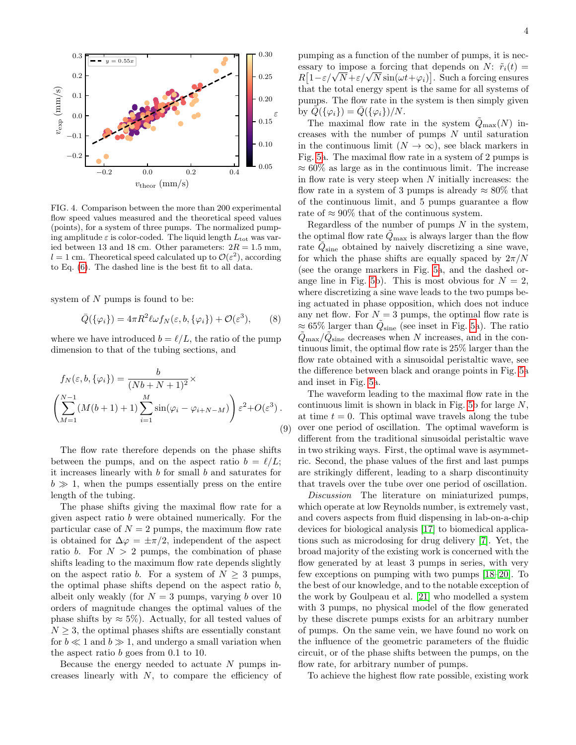FIG. 4. Comparison between the more than 200 experimental flow speed values measured and the theoretical speed values (points), for a system of three pumps. The normalized pumping amplitude $\varepsilon$ is color-coded. The liquid length $L_{\rm tot}$ was varied between 13 and 18 cm. Other parameters: $2R = 1.5$ mm, $l = 1$ cm. Theoretical speed calculated up to $\mathcal{O}(\varepsilon^2)$, according to Eq. (6). The dashed line is the best fit to all data.

system of $N$ pumps is found to be:

$$\bar{Q}(\{\varphi_i\}) = 4\pi R^2 \ell \omega f_N(\varepsilon, b, \{\varphi_i\}) + \mathcal{O}(\varepsilon^3), \tag{8}$$

where we have introduced $b = \ell/L$, the ratio of the pump dimension to that of the tubing sections, and

$$f_N(\varepsilon, b, \{\varphi_i\}) = \frac{b}{(Nb+N+1)^2} \times \left( \sum_{M=1}^{N-1} (M(b+1)+1) \sum_{i=1}^{M} \sin(\varphi_i - \varphi_{i+N-M}) \right) \varepsilon^2 + O(\varepsilon^3)\,. \tag{9}$$

The flow rate therefore depends on the phase shifts between the pumps, and on the aspect ratio $b = \ell/L$; it increases linearly with $b$ for small $b$ and saturates for $b \gg 1$, when the pumps essentially press on the entire length of the tubing.

The phase shifts giving the maximal flow rate for a given aspect ratio $b$ were obtained numerically. For the particular case of $N = 2$ pumps, the maximum flow rate is obtained for $\Delta\varphi = \pm\pi/2$, independent of the aspect ratio $b$. For $N > 2$ pumps, the combination of phase shifts leading to the maximum flow rate depends slightly on the aspect ratio $b$. For a system of $N \geq 3$ pumps, the optimal phase shifts depend on the aspect ratio $b$, albeit only weakly (for $N = 3$ pumps, varying $b$ over 10 orders of magnitude changes the optimal values of the phase shifts by $\approx 5\%$). Actually, for all tested values of $N \geq 3$, the optimal phases shifts are essentially constant for $b \ll 1$ and $b \gg 1$, and undergo a small variation when the aspect ratio $b$ goes from 0.1 to 10.

Because the energy needed to actuate $N$ pumps increases linearly with $N$, to compare the efficiency of pumping as a function of the number of pumps, it is necessary to impose a forcing that depends on $N$: $\tilde{r}_i(t) = R\left[1-\varepsilon/\sqrt{N}+\varepsilon/\sqrt{N}\sin(\omega t+\varphi_i)\right]$. Such a forcing ensures that the total energy spent is the same for all systems of pumps. The flow rate in the system is then simply given by $\tilde{Q}(\{\varphi_i\}) = \bar{Q}(\{\varphi_i\})/N$.

The maximal flow rate in the system $\tilde{Q}_{\rm max}(N)$ increases with the number of pumps $N$ until saturation in the continuous limit ($N \to \infty$), see black markers in Fig. 5a. The maximal flow rate in a system of 2 pumps is $\approx 60\%$ as large as in the continuous limit. The increase in flow rate is very steep when $N$ initially increases: the flow rate in a system of 3 pumps is already $\approx 80\%$ that of the continuous limit, and 5 pumps guarantee a flow rate of $\approx 90\%$ that of the continuous system.

Regardless of the number of pumps $N$ in the system, the optimal flow rate $\tilde{Q}_{\rm max}$ is always larger than the flow rate $\tilde{Q}_{\rm sine}$ obtained by naively discretizing a sine wave, for which the phase shifts are equally spaced by $2\pi/N$ (see the orange markers in Fig. 5a, and the dashed orange line in Fig. 5b). This is most obvious for $N = 2$, where discretizing a sine wave leads to the two pumps being actuated in phase opposition, which does not induce any net flow. For $N = 3$ pumps, the optimal flow rate is $\approx 65\%$ larger than $\tilde{Q}_{\rm sine}$ (see inset in Fig. 5a). The ratio $\tilde{Q}_{\rm max}/\tilde{Q}_{\rm sine}$ decreases when $N$ increases, and in the continuous limit, the optimal flow rate is 25% larger than the flow rate obtained with a sinusoidal peristaltic wave, see the difference between black and orange points in Fig. 5a and inset in Fig. 5a.

The waveform leading to the maximal flow rate in the continuous limit is shown in black in Fig. 5b for large $N$, at time $t = 0$. This optimal wave travels along the tube over one period of oscillation. The optimal waveform is different from the traditional sinusoidal peristaltic wave in two striking ways. First, the optimal wave is asymmetric. Second, the phase values of the first and last pumps are strikingly different, leading to a sharp discontinuity that travels over the tube over one period of oscillation.

*Discussion* The literature on miniaturized pumps, which operate at low Reynolds number, is extremely vast, and covers aspects from fluid dispensing in lab-on-a-chip devices for biological analysis [17] to biomedical applications such as microdosing for drug delivery [7]. Yet, the broad majority of the existing work is concerned with the flow generated by at least 3 pumps in series, with very few exceptions on pumping with two pumps [18–20]. To the best of our knowledge, and to the notable exception of the work by Goulpeau et al. [21] who modelled a system with 3 pumps, no physical model of the flow generated by these discrete pumps exists for an arbitrary number of pumps. On the same vein, we have found no work on the influence of the geometric parameters of the fluidic circuit, or of the phase shifts between the pumps, on the flow rate, for arbitrary number of pumps.

To achieve the highest flow rate possible, existing work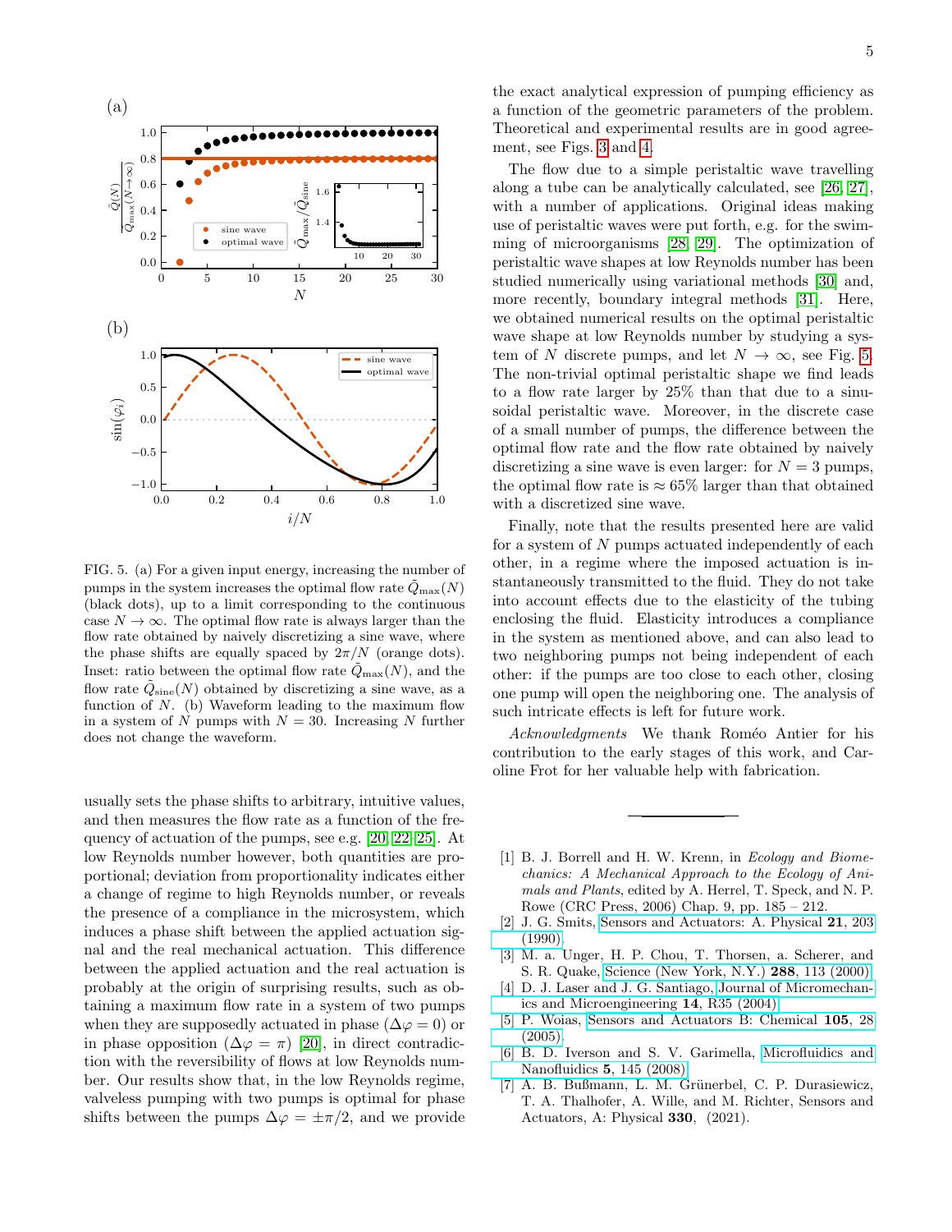FIG. 5. (a) For a given input energy, increasing the number of pumps in the system increases the optimal flow rate $\tilde{Q}_{\max}(N)$ (black dots), up to a limit corresponding to the continuous case $N \to \infty$. The optimal flow rate is always larger than the flow rate obtained by naively discretizing a sine wave, where the phase shifts are equally spaced by $2\pi/N$ (orange dots). Inset: ratio between the optimal flow rate $\tilde{Q}_{\max}(N)$, and the flow rate $\tilde{Q}_{\text{sine}}(N)$ obtained by discretizing a sine wave, as a function of $N$. (b) Waveform leading to the maximum flow in a system of $N$ pumps with $N = 30$. Increasing $N$ further does not change the waveform.

usually sets the phase shifts to arbitrary, intuitive values, and then measures the flow rate as a function of the frequency of actuation of the pumps, see e.g. [20, 22–25]. At low Reynolds number however, both quantities are proportional; deviation from proportionality indicates either a change of regime to high Reynolds number, or reveals the presence of a compliance in the microsystem, which induces a phase shift between the applied actuation signal and the real mechanical actuation. This difference between the applied actuation and the real actuation is probably at the origin of surprising results, such as obtaining a maximum flow rate in a system of two pumps when they are supposedly actuated in phase ($\Delta\varphi = 0$) or in phase opposition ($\Delta\varphi = \pi$) [20], in direct contradiction with the reversibility of flows at low Reynolds number. Our results show that, in the low Reynolds regime, valveless pumping with two pumps is optimal for phase shifts between the pumps $\Delta\varphi = \pm\pi/2$, and we provide the exact analytical expression of pumping efficiency as a function of the geometric parameters of the problem. Theoretical and experimental results are in good agreement, see Figs. 3 and 4.

The flow due to a simple peristaltic wave travelling along a tube can be analytically calculated, see [26, 27], with a number of applications. Original ideas making use of peristaltic waves were put forth, e.g. for the swimming of microorganisms [28, 29]. The optimization of peristaltic wave shapes at low Reynolds number has been studied numerically using variational methods [30] and, more recently, boundary integral methods [31]. Here, we obtained numerical results on the optimal peristaltic wave shape at low Reynolds number by studying a system of $N$ discrete pumps, and let $N \to \infty$, see Fig. 5. The non-trivial optimal peristaltic shape we find leads to a flow rate larger by 25% than that due to a sinusoidal peristaltic wave. Moreover, in the discrete case of a small number of pumps, the difference between the optimal flow rate and the flow rate obtained by naively discretizing a sine wave is even larger: for $N = 3$ pumps, the optimal flow rate is $\approx 65\%$ larger than that obtained with a discretized sine wave.

Finally, note that the results presented here are valid for a system of $N$ pumps actuated independently of each other, in a regime where the imposed actuation is instantaneously transmitted to the fluid. They do not take into account effects due to the elasticity of the tubing enclosing the fluid. Elasticity introduces a compliance in the system as mentioned above, and can also lead to two neighboring pumps not being independent of each other: if the pumps are too close to each other, closing one pump will open the neighboring one. The analysis of such intricate effects is left for future work.

*Acknowledgments* We thank Roméo Antier for his contribution to the early stages of this work, and Caroline Frot for her valuable help with fabrication.

---

[1] B. J. Borrell and H. W. Krenn, in *Ecology and Biomechanics: A Mechanical Approach to the Ecology of Animals and Plants*, edited by A. Herrel, T. Speck, and N. P. Rowe (CRC Press, 2006) Chap. 9, pp. 185 – 212.

[2] J. G. Smits, Sensors and Actuators: A. Physical **21**, 203 (1990).

[3] M. a. Unger, H. P. Chou, T. Thorsen, a. Scherer, and S. R. Quake, Science (New York, N.Y.) **288**, 113 (2000).

[4] D. J. Laser and J. G. Santiago, Journal of Micromechanics and Microengineering **14**, R35 (2004).

[5] P. Woias, Sensors and Actuators B: Chemical **105**, 28 (2005).

[6] B. D. Iverson and S. V. Garimella, Microfluidics and Nanofluidics **5**, 145 (2008).

[7] A. B. Bußmann, L. M. Grünerbel, C. P. Durasiewicz, T. A. Thalhofer, A. Wille, and M. Richter, Sensors and Actuators, A: Physical **330**, (2021).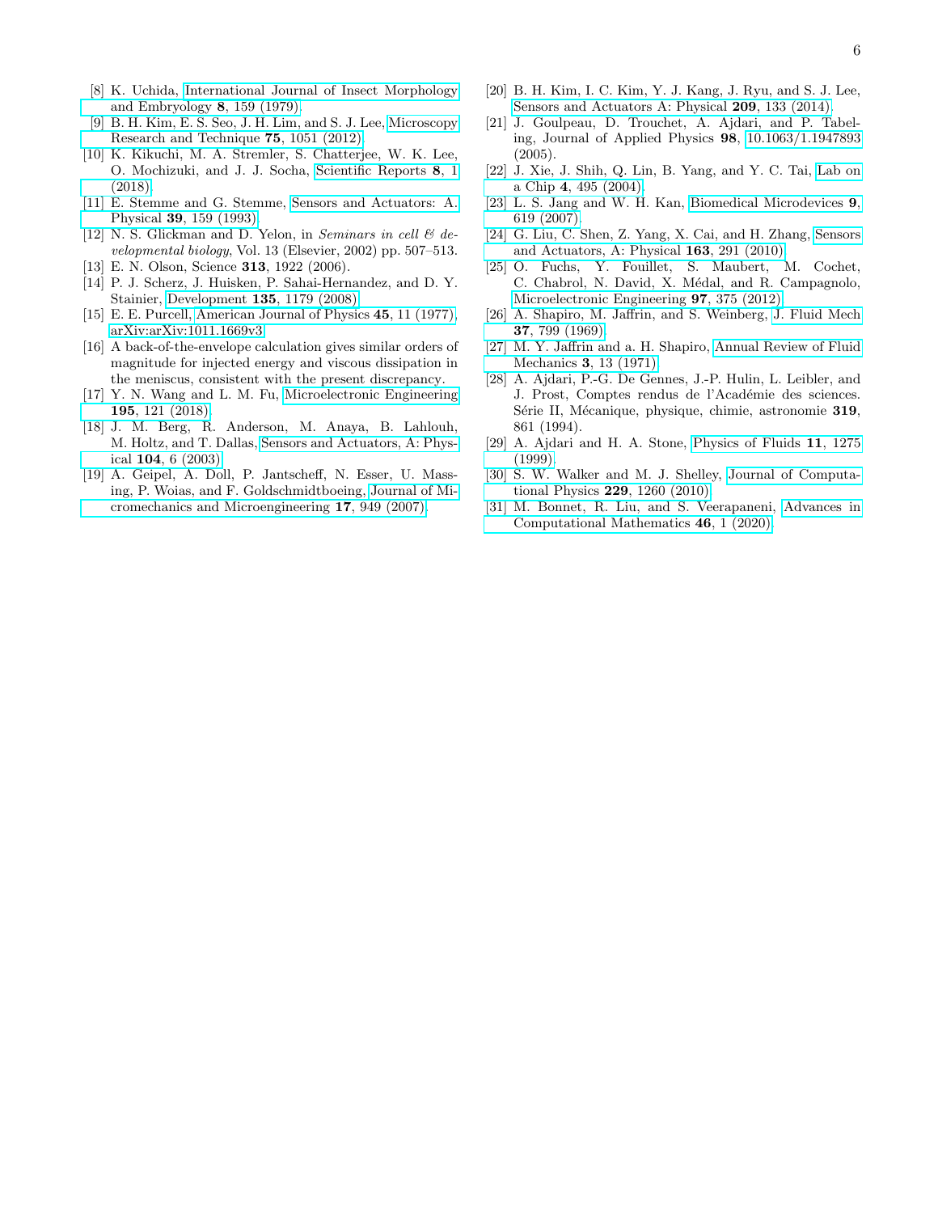- [8] K. Uchida, International Journal of Insect Morphology and Embryology **8**, 159 (1979).
- [9] B. H. Kim, E. S. Seo, J. H. Lim, and S. J. Lee, Microscopy Research and Technique **75**, 1051 (2012).
- [10] K. Kikuchi, M. A. Stremler, S. Chatterjee, W. K. Lee, O. Mochizuki, and J. J. Socha, Scientific Reports **8**, 1 (2018).
- [11] E. Stemme and G. Stemme, Sensors and Actuators: A. Physical **39**, 159 (1993).
- [12] N. S. Glickman and D. Yelon, in *Seminars in cell & developmental biology*, Vol. 13 (Elsevier, 2002) pp. 507–513.
- [13] E. N. Olson, Science **313**, 1922 (2006).
- [14] P. J. Scherz, J. Huisken, P. Sahai-Hernandez, and D. Y. Stainier, Development **135**, 1179 (2008).
- [15] E. E. Purcell, American Journal of Physics **45**, 11 (1977), arXiv:arXiv:1011.1669v3.
- [16] A back-of-the-envelope calculation gives similar orders of magnitude for injected energy and viscous dissipation in the meniscus, consistent with the present discrepancy.
- [17] Y. N. Wang and L. M. Fu, Microelectronic Engineering **195**, 121 (2018).
- [18] J. M. Berg, R. Anderson, M. Anaya, B. Lahlouh, M. Holtz, and T. Dallas, Sensors and Actuators, A: Physical **104**, 6 (2003).
- [19] A. Geipel, A. Doll, P. Jantscheff, N. Esser, U. Massing, P. Woias, and F. Goldschmidtboeing, Journal of Micromechanics and Microengineering **17**, 949 (2007).
- [20] B. H. Kim, I. C. Kim, Y. J. Kang, J. Ryu, and S. J. Lee, Sensors and Actuators A: Physical **209**, 133 (2014).
- [21] J. Goulpeau, D. Trouchet, A. Ajdari, and P. Tabeling, Journal of Applied Physics **98**, 10.1063/1.1947893 (2005).
- [22] J. Xie, J. Shih, Q. Lin, B. Yang, and Y. C. Tai, Lab on a Chip **4**, 495 (2004).
- [23] L. S. Jang and W. H. Kan, Biomedical Microdevices **9**, 619 (2007).
- [24] G. Liu, C. Shen, Z. Yang, X. Cai, and H. Zhang, Sensors and Actuators, A: Physical **163**, 291 (2010).
- [25] O. Fuchs, Y. Fouillet, S. Maubert, M. Cochet, C. Chabrol, N. David, X. Médal, and R. Campagnolo, Microelectronic Engineering **97**, 375 (2012).
- [26] A. Shapiro, M. Jaffrin, and S. Weinberg, J. Fluid Mech **37**, 799 (1969).
- [27] M. Y. Jaffrin and a. H. Shapiro, Annual Review of Fluid Mechanics **3**, 13 (1971).
- [28] A. Ajdari, P.-G. De Gennes, J.-P. Hulin, L. Leibler, and J. Prost, Comptes rendus de l'Académie des sciences. Série II, Mécanique, physique, chimie, astronomie **319**, 861 (1994).
- [29] A. Ajdari and H. A. Stone, Physics of Fluids **11**, 1275 (1999).
- [30] S. W. Walker and M. J. Shelley, Journal of Computational Physics **229**, 1260 (2010).
- [31] M. Bonnet, R. Liu, and S. Veerapaneni, Advances in Computational Mathematics **46**, 1 (2020).